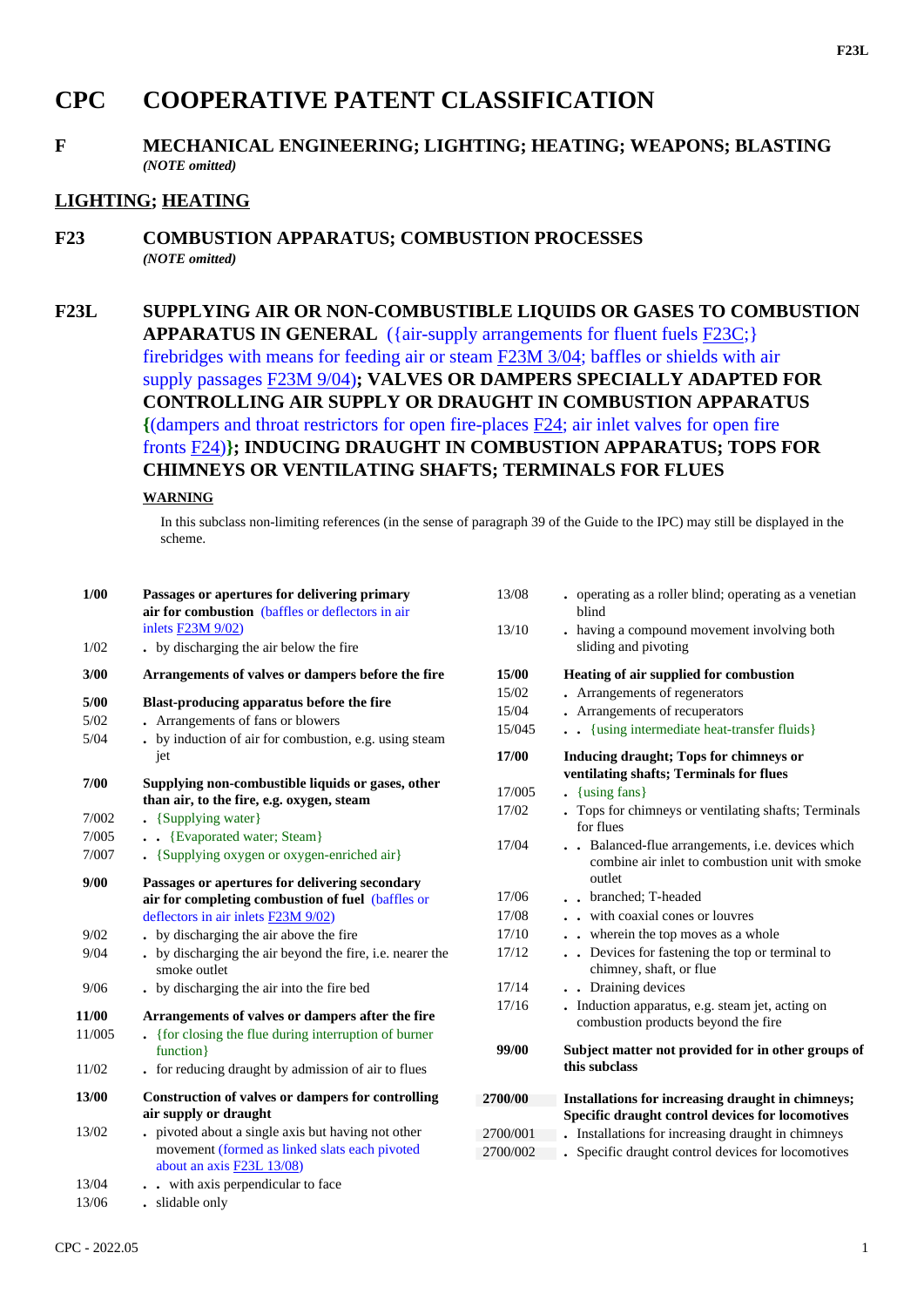# CPC COOPERATIVE PATENT CLASSIFICATION

## F MECHANICAL ENGINEERING; LIGHTING; HEATING; WEAPONS; BLASTING

*(NOTE omitted)*

## LIGHTING; HEATING

## F23 COMBUSTION APPARATUS; COMBUSTION PROCESSES

*(NOTE omitted)*

## F23L SUPPLYING AIR OR NON-COMBUSTIBLE LIQUIDS OR GASES TO COMBUSTION APPARATUS IN GENERAL ({air-supply arrangements for fluent fuels F23C;} firebridges with means for feeding air or steam F23M 3/04; baffles or shields with air supply passages F23M 9/04); VALVES OR DAMPERS SPECIALLY ADAPTED FOR CONTROLLING AIR SUPPLY OR DRAUGHT IN COMBUSTION APPARATUS {(dampers and throat restrictors for open fire-places F24; air inlet valves for open fire fronts F24)}; INDUCING DRAUGHT IN COMBUSTION APPARATUS; TOPS FOR CHIMNEYS OR VENTILATING SHAFTS; TERMINALS FOR FLUES

**WARNING**

In this subclass non-limiting references (in the sense of paragraph 39 of the Guide to the IPC) may still be displayed in the scheme.

| | |
|---|---|
| **1/00** | **Passages or apertures for delivering primary air for combustion** (baffles or deflectors in air inlets F23M 9/02) |
| 1/02 | . by discharging the air below the fire |
| **3/00** | **Arrangements of valves or dampers before the fire** |
| **5/00** | **Blast-producing apparatus before the fire** |
| 5/02 | . Arrangements of fans or blowers |
| 5/04 | . by induction of air for combustion, e.g. using steam jet |
| **7/00** | **Supplying non-combustible liquids or gases, other than air, to the fire, e.g. oxygen, steam** |
| 7/002 | . {Supplying water} |
| 7/005 | . . {Evaporated water; Steam} |
| 7/007 | . {Supplying oxygen or oxygen-enriched air} |
| **9/00** | **Passages or apertures for delivering secondary air for completing combustion of fuel** (baffles or deflectors in air inlets F23M 9/02) |
| 9/02 | . by discharging the air above the fire |
| 9/04 | . by discharging the air beyond the fire, i.e. nearer the smoke outlet |
| 9/06 | . by discharging the air into the fire bed |
| **11/00** | **Arrangements of valves or dampers after the fire** |
| 11/005 | . {for closing the flue during interruption of burner function} |
| 11/02 | . for reducing draught by admission of air to flues |
| **13/00** | **Construction of valves or dampers for controlling air supply or draught** |
| 13/02 | . pivoted about a single axis but having not other movement (formed as linked slats each pivoted about an axis F23L 13/08) |
| 13/04 | . . with axis perpendicular to face |
| 13/06 | . slidable only |
| 13/08 | . operating as a roller blind; operating as a venetian blind |
| 13/10 | . having a compound movement involving both sliding and pivoting |
| **15/00** | **Heating of air supplied for combustion** |
| 15/02 | . Arrangements of regenerators |
| 15/04 | . Arrangements of recuperators |
| 15/045 | . . {using intermediate heat-transfer fluids} |
| **17/00** | **Inducing draught; Tops for chimneys or ventilating shafts; Terminals for flues** |
| 17/005 | . {using fans} |
| 17/02 | . Tops for chimneys or ventilating shafts; Terminals for flues |
| 17/04 | . . Balanced-flue arrangements, i.e. devices which combine air inlet to combustion unit with smoke outlet |
| 17/06 | . . branched; T-headed |
| 17/08 | . . with coaxial cones or louvres |
| 17/10 | . . wherein the top moves as a whole |
| 17/12 | . . Devices for fastening the top or terminal to chimney, shaft, or flue |
| 17/14 | . . Draining devices |
| 17/16 | . Induction apparatus, e.g. steam jet, acting on combustion products beyond the fire |
| **99/00** | **Subject matter not provided for in other groups of this subclass** |
| **2700/00** | **Installations for increasing draught in chimneys; Specific draught control devices for locomotives** |
| 2700/001 | . Installations for increasing draught in chimneys |
| 2700/002 | . Specific draught control devices for locomotives |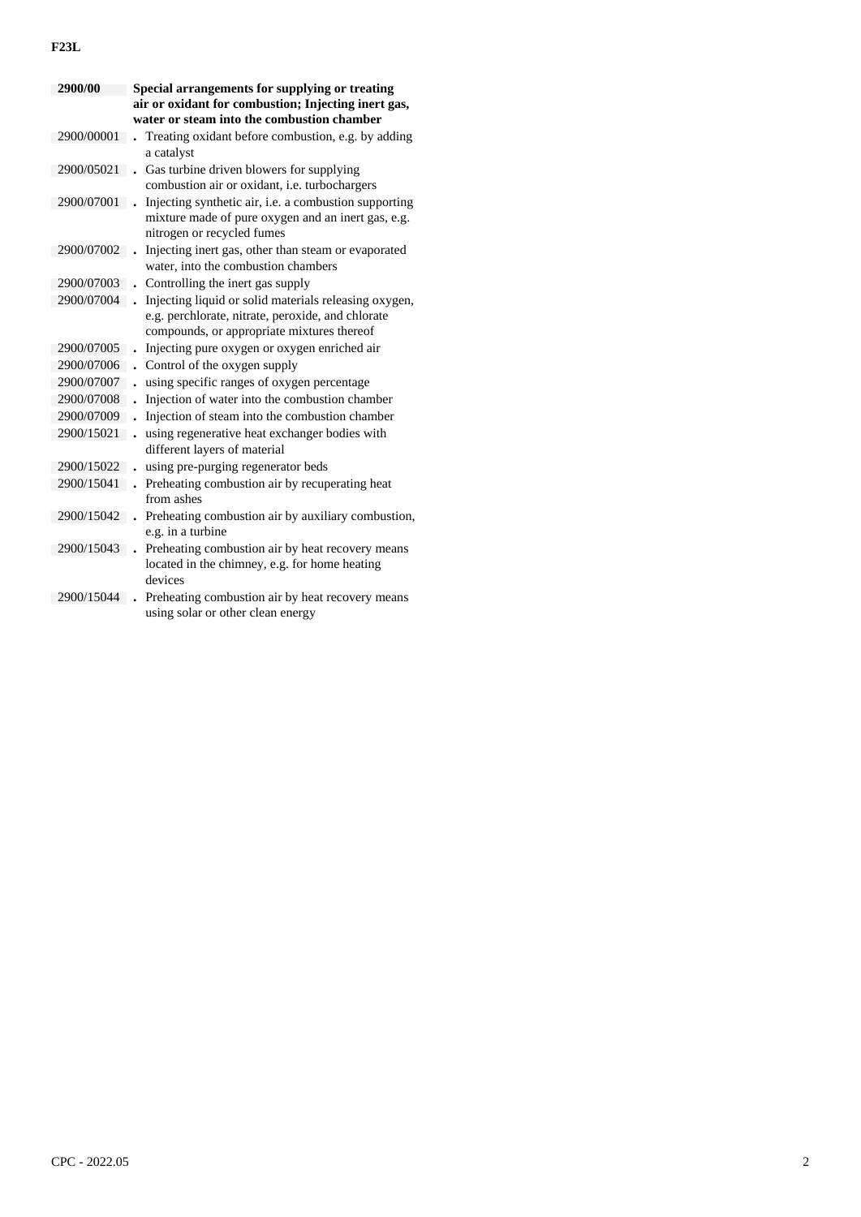| | |
|---|---|
| **2900/00** | **Special arrangements for supplying or treating air or oxidant for combustion; Injecting inert gas, water or steam into the combustion chamber** |
| 2900/00001 | . Treating oxidant before combustion, e.g. by adding a catalyst |
| 2900/05021 | . Gas turbine driven blowers for supplying combustion air or oxidant, i.e. turbochargers |
| 2900/07001 | . Injecting synthetic air, i.e. a combustion supporting mixture made of pure oxygen and an inert gas, e.g. nitrogen or recycled fumes |
| 2900/07002 | . Injecting inert gas, other than steam or evaporated water, into the combustion chambers |
| 2900/07003 | . Controlling the inert gas supply |
| 2900/07004 | . Injecting liquid or solid materials releasing oxygen, e.g. perchlorate, nitrate, peroxide, and chlorate compounds, or appropriate mixtures thereof |
| 2900/07005 | . Injecting pure oxygen or oxygen enriched air |
| 2900/07006 | . Control of the oxygen supply |
| 2900/07007 | . using specific ranges of oxygen percentage |
| 2900/07008 | . Injection of water into the combustion chamber |
| 2900/07009 | . Injection of steam into the combustion chamber |
| 2900/15021 | . using regenerative heat exchanger bodies with different layers of material |
| 2900/15022 | . using pre-purging regenerator beds |
| 2900/15041 | . Preheating combustion air by recuperating heat from ashes |
| 2900/15042 | . Preheating combustion air by auxiliary combustion, e.g. in a turbine |
| 2900/15043 | . Preheating combustion air by heat recovery means located in the chimney, e.g. for home heating devices |
| 2900/15044 | . Preheating combustion air by heat recovery means using solar or other clean energy |